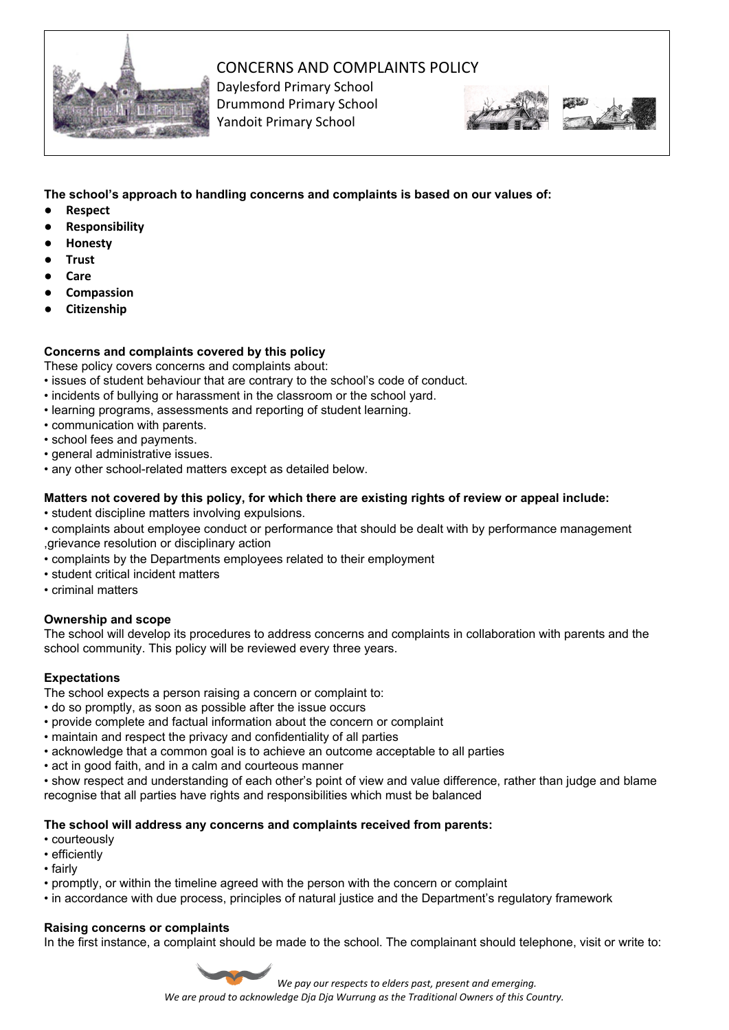# CONCERNS AND COMPLAINTS POLICY

Daylesford Primary School
Drummond Primary School
Yandoit Primary School

**The school's approach to handling concerns and complaints is based on our values of:**

- **Respect**
- **Responsibility**
- **Honesty**
- **Trust**
- **Care**
- **Compassion**
- **Citizenship**

**Concerns and complaints covered by this policy**

These policy covers concerns and complaints about:

- issues of student behaviour that are contrary to the school's code of conduct.
- incidents of bullying or harassment in the classroom or the school yard.
- learning programs, assessments and reporting of student learning.
- communication with parents.
- school fees and payments.
- general administrative issues.
- any other school-related matters except as detailed below.

**Matters not covered by this policy, for which there are existing rights of review or appeal include:**

- student discipline matters involving expulsions.
- complaints about employee conduct or performance that should be dealt with by performance management ,grievance resolution or disciplinary action
- complaints by the Departments employees related to their employment
- student critical incident matters
- criminal matters

**Ownership and scope**

The school will develop its procedures to address concerns and complaints in collaboration with parents and the school community. This policy will be reviewed every three years.

**Expectations**

The school expects a person raising a concern or complaint to:

- do so promptly, as soon as possible after the issue occurs
- provide complete and factual information about the concern or complaint
- maintain and respect the privacy and confidentiality of all parties
- acknowledge that a common goal is to achieve an outcome acceptable to all parties
- act in good faith, and in a calm and courteous manner
- show respect and understanding of each other's point of view and value difference, rather than judge and blame recognise that all parties have rights and responsibilities which must be balanced

**The school will address any concerns and complaints received from parents:**

- courteously
- efficiently
- fairly
- promptly, or within the timeline agreed with the person with the concern or complaint
- in accordance with due process, principles of natural justice and the Department's regulatory framework

**Raising concerns or complaints**

In the first instance, a complaint should be made to the school. The complainant should telephone, visit or write to:

*We pay our respects to elders past, present and emerging.*
*We are proud to acknowledge Dja Dja Wurrung as the Traditional Owners of this Country.*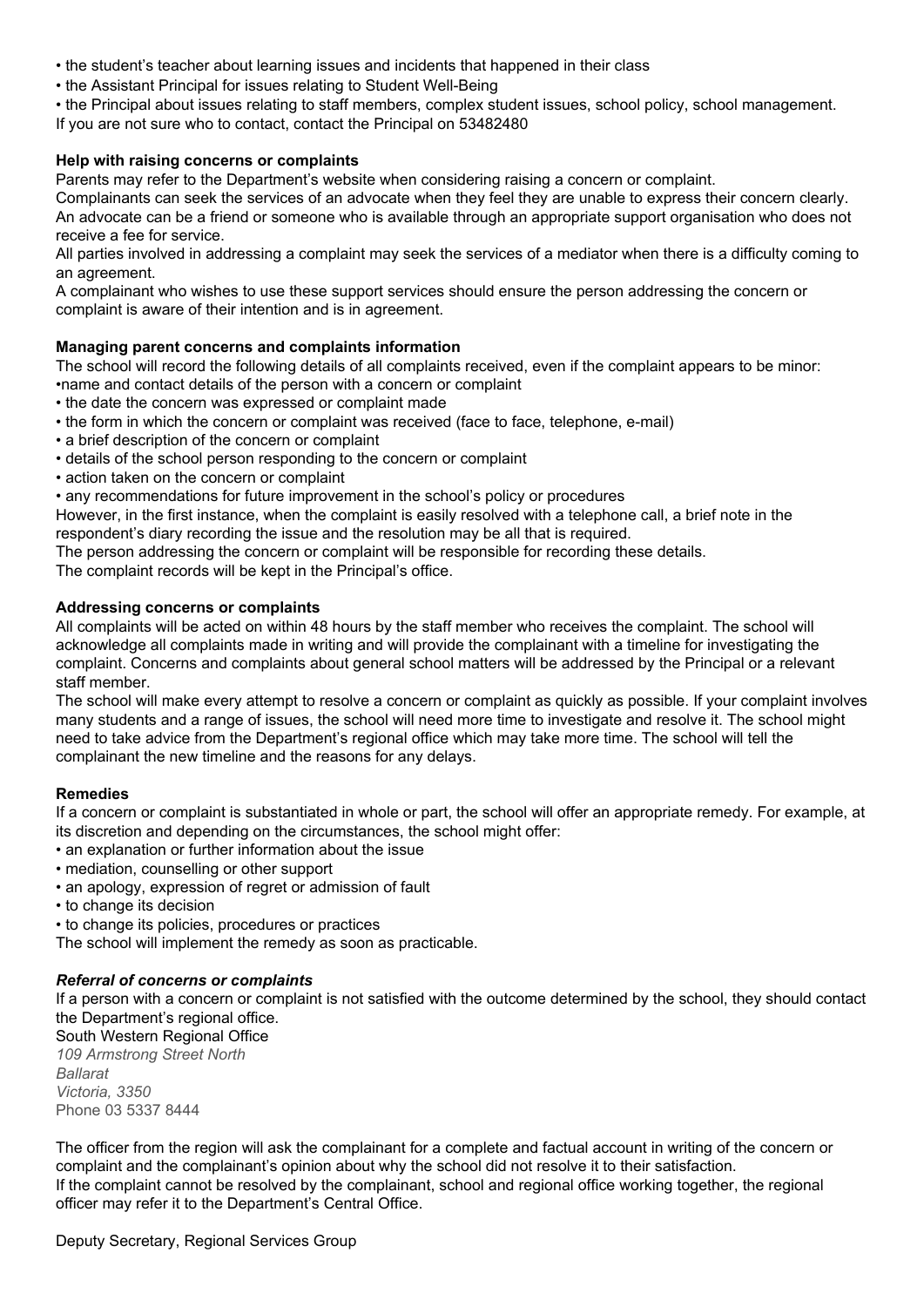- the student's teacher about learning issues and incidents that happened in their class
- the Assistant Principal for issues relating to Student Well-Being
- the Principal about issues relating to staff members, complex student issues, school policy, school management.

If you are not sure who to contact, contact the Principal on 53482480

**Help with raising concerns or complaints**

Parents may refer to the Department's website when considering raising a concern or complaint.

Complainants can seek the services of an advocate when they feel they are unable to express their concern clearly. An advocate can be a friend or someone who is available through an appropriate support organisation who does not receive a fee for service.

All parties involved in addressing a complaint may seek the services of a mediator when there is a difficulty coming to an agreement.

A complainant who wishes to use these support services should ensure the person addressing the concern or complaint is aware of their intention and is in agreement.

**Managing parent concerns and complaints information**

The school will record the following details of all complaints received, even if the complaint appears to be minor:

- name and contact details of the person with a concern or complaint
- the date the concern was expressed or complaint made
- the form in which the concern or complaint was received (face to face, telephone, e-mail)
- a brief description of the concern or complaint
- details of the school person responding to the concern or complaint
- action taken on the concern or complaint
- any recommendations for future improvement in the school's policy or procedures

However, in the first instance, when the complaint is easily resolved with a telephone call, a brief note in the respondent's diary recording the issue and the resolution may be all that is required.

The person addressing the concern or complaint will be responsible for recording these details.

The complaint records will be kept in the Principal's office.

**Addressing concerns or complaints**

All complaints will be acted on within 48 hours by the staff member who receives the complaint. The school will acknowledge all complaints made in writing and will provide the complainant with a timeline for investigating the complaint. Concerns and complaints about general school matters will be addressed by the Principal or a relevant staff member.

The school will make every attempt to resolve a concern or complaint as quickly as possible. If your complaint involves many students and a range of issues, the school will need more time to investigate and resolve it. The school might need to take advice from the Department's regional office which may take more time. The school will tell the complainant the new timeline and the reasons for any delays.

**Remedies**

If a concern or complaint is substantiated in whole or part, the school will offer an appropriate remedy. For example, at its discretion and depending on the circumstances, the school might offer:

- an explanation or further information about the issue
- mediation, counselling or other support
- an apology, expression of regret or admission of fault
- to change its decision
- to change its policies, procedures or practices

The school will implement the remedy as soon as practicable.

***Referral of concerns or complaints***

If a person with a concern or complaint is not satisfied with the outcome determined by the school, they should contact the Department's regional office.

South Western Regional Office
*109 Armstrong Street North*
*Ballarat*
*Victoria, 3350*
Phone 03 5337 8444

The officer from the region will ask the complainant for a complete and factual account in writing of the concern or complaint and the complainant's opinion about why the school did not resolve it to their satisfaction.

If the complaint cannot be resolved by the complainant, school and regional office working together, the regional officer may refer it to the Department's Central Office.

Deputy Secretary, Regional Services Group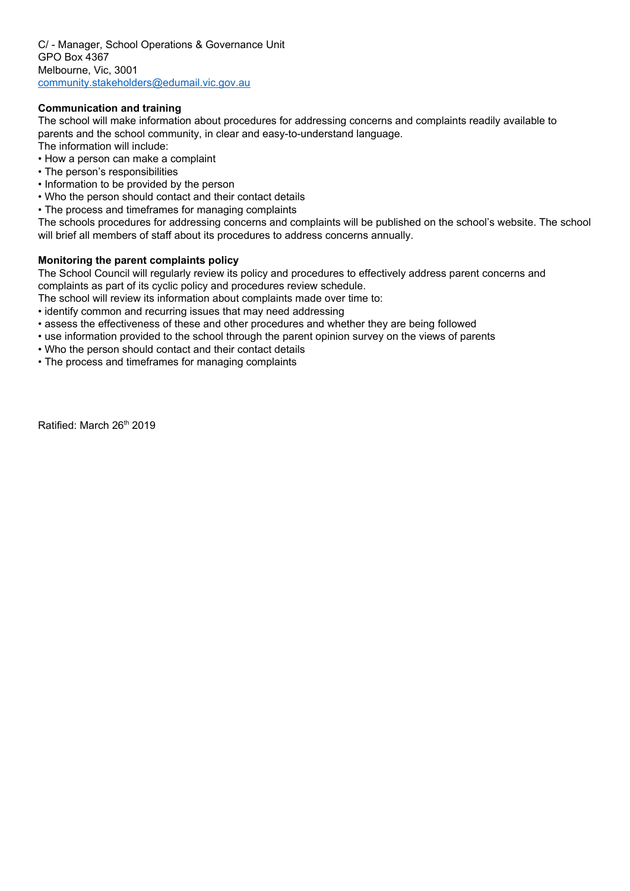C/ - Manager, School Operations & Governance Unit
GPO Box 4367
Melbourne, Vic, 3001
community.stakeholders@edumail.vic.gov.au

**Communication and training**

The school will make information about procedures for addressing concerns and complaints readily available to parents and the school community, in clear and easy-to-understand language.
The information will include:

- How a person can make a complaint
- The person's responsibilities
- Information to be provided by the person
- Who the person should contact and their contact details
- The process and timeframes for managing complaints

The schools procedures for addressing concerns and complaints will be published on the school's website. The school will brief all members of staff about its procedures to address concerns annually.

**Monitoring the parent complaints policy**

The School Council will regularly review its policy and procedures to effectively address parent concerns and complaints as part of its cyclic policy and procedures review schedule.
The school will review its information about complaints made over time to:

- identify common and recurring issues that may need addressing
- assess the effectiveness of these and other procedures and whether they are being followed
- use information provided to the school through the parent opinion survey on the views of parents
- Who the person should contact and their contact details
- The process and timeframes for managing complaints

Ratified: March 26th 2019